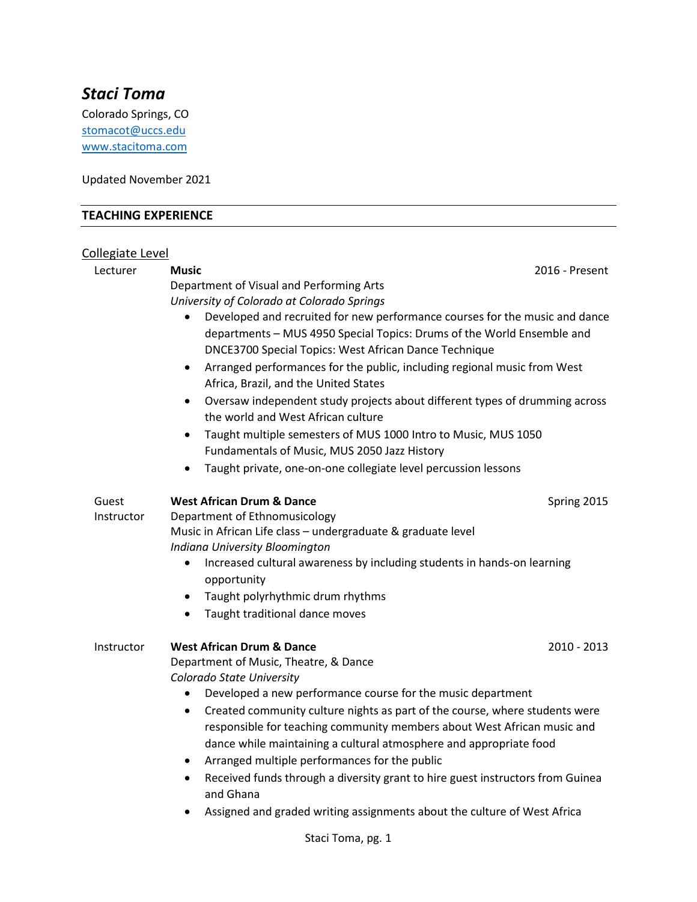# *Staci Toma*

Colorado Springs, CO
[stomacot@uccs.edu](mailto:stomacot@uccs.edu)
[www.stacitoma.com](http://www.stacitoma.com)

Updated November 2021

## TEACHING EXPERIENCE

### Collegiate Level

Lecturer — **Music** — 2016 - Present
Department of Visual and Performing Arts
*University of Colorado at Colorado Springs*

- Developed and recruited for new performance courses for the music and dance departments – MUS 4950 Special Topics: Drums of the World Ensemble and DNCE3700 Special Topics: West African Dance Technique
- Arranged performances for the public, including regional music from West Africa, Brazil, and the United States
- Oversaw independent study projects about different types of drumming across the world and West African culture
- Taught multiple semesters of MUS 1000 Intro to Music, MUS 1050 Fundamentals of Music, MUS 2050 Jazz History
- Taught private, one-on-one collegiate level percussion lessons

Guest Instructor — **West African Drum & Dance** — Spring 2015
Department of Ethnomusicology
Music in African Life class – undergraduate & graduate level
*Indiana University Bloomington*

- Increased cultural awareness by including students in hands-on learning opportunity
- Taught polyrhythmic drum rhythms
- Taught traditional dance moves

Instructor — **West African Drum & Dance** — 2010 - 2013
Department of Music, Theatre, & Dance
*Colorado State University*

- Developed a new performance course for the music department
- Created community culture nights as part of the course, where students were responsible for teaching community members about West African music and dance while maintaining a cultural atmosphere and appropriate food
- Arranged multiple performances for the public
- Received funds through a diversity grant to hire guest instructors from Guinea and Ghana
- Assigned and graded writing assignments about the culture of West Africa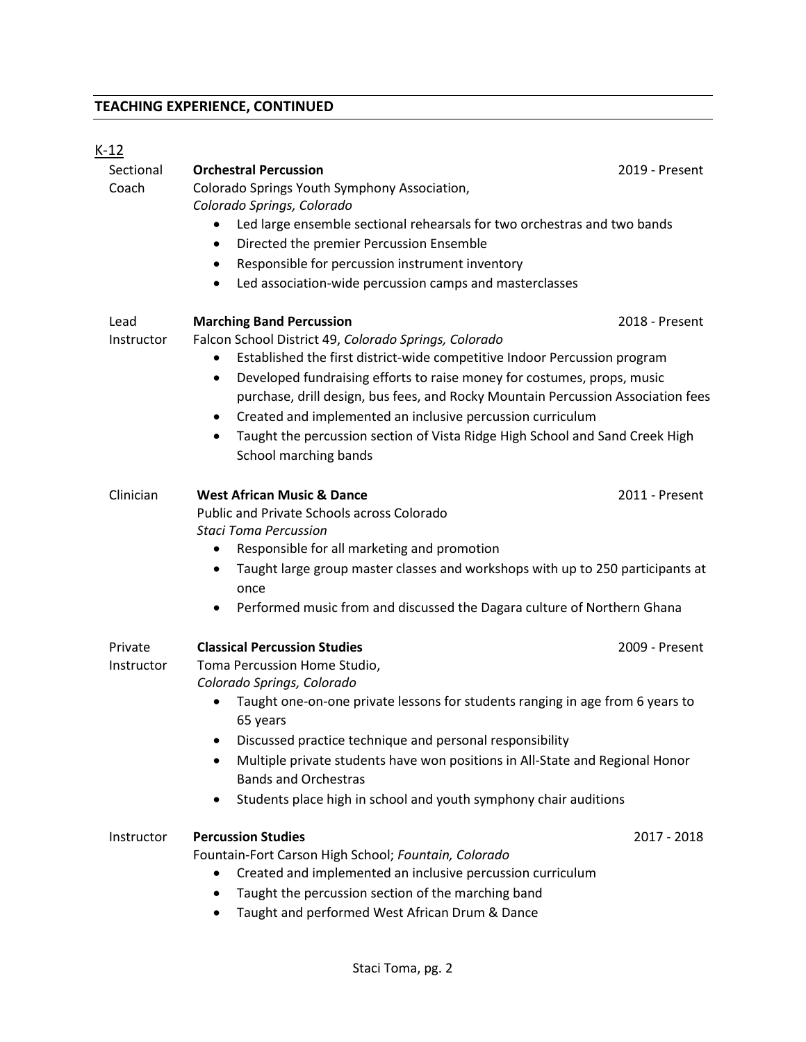## TEACHING EXPERIENCE, CONTINUED

K-12

Sectional Coach — **Orchestral Percussion** — 2019 - Present
Colorado Springs Youth Symphony Association,
*Colorado Springs, Colorado*

- Led large ensemble sectional rehearsals for two orchestras and two bands
- Directed the premier Percussion Ensemble
- Responsible for percussion instrument inventory
- Led association-wide percussion camps and masterclasses

Lead Instructor — **Marching Band Percussion** — 2018 - Present
Falcon School District 49, *Colorado Springs, Colorado*

- Established the first district-wide competitive Indoor Percussion program
- Developed fundraising efforts to raise money for costumes, props, music purchase, drill design, bus fees, and Rocky Mountain Percussion Association fees
- Created and implemented an inclusive percussion curriculum
- Taught the percussion section of Vista Ridge High School and Sand Creek High School marching bands

Clinician — **West African Music & Dance** — 2011 - Present
Public and Private Schools across Colorado
*Staci Toma Percussion*

- Responsible for all marketing and promotion
- Taught large group master classes and workshops with up to 250 participants at once
- Performed music from and discussed the Dagara culture of Northern Ghana

Private Instructor — **Classical Percussion Studies** — 2009 - Present
Toma Percussion Home Studio,
*Colorado Springs, Colorado*

- Taught one-on-one private lessons for students ranging in age from 6 years to 65 years
- Discussed practice technique and personal responsibility
- Multiple private students have won positions in All-State and Regional Honor Bands and Orchestras
- Students place high in school and youth symphony chair auditions

Instructor — **Percussion Studies** — 2017 - 2018
Fountain-Fort Carson High School; *Fountain, Colorado*

- Created and implemented an inclusive percussion curriculum
- Taught the percussion section of the marching band
- Taught and performed West African Drum & Dance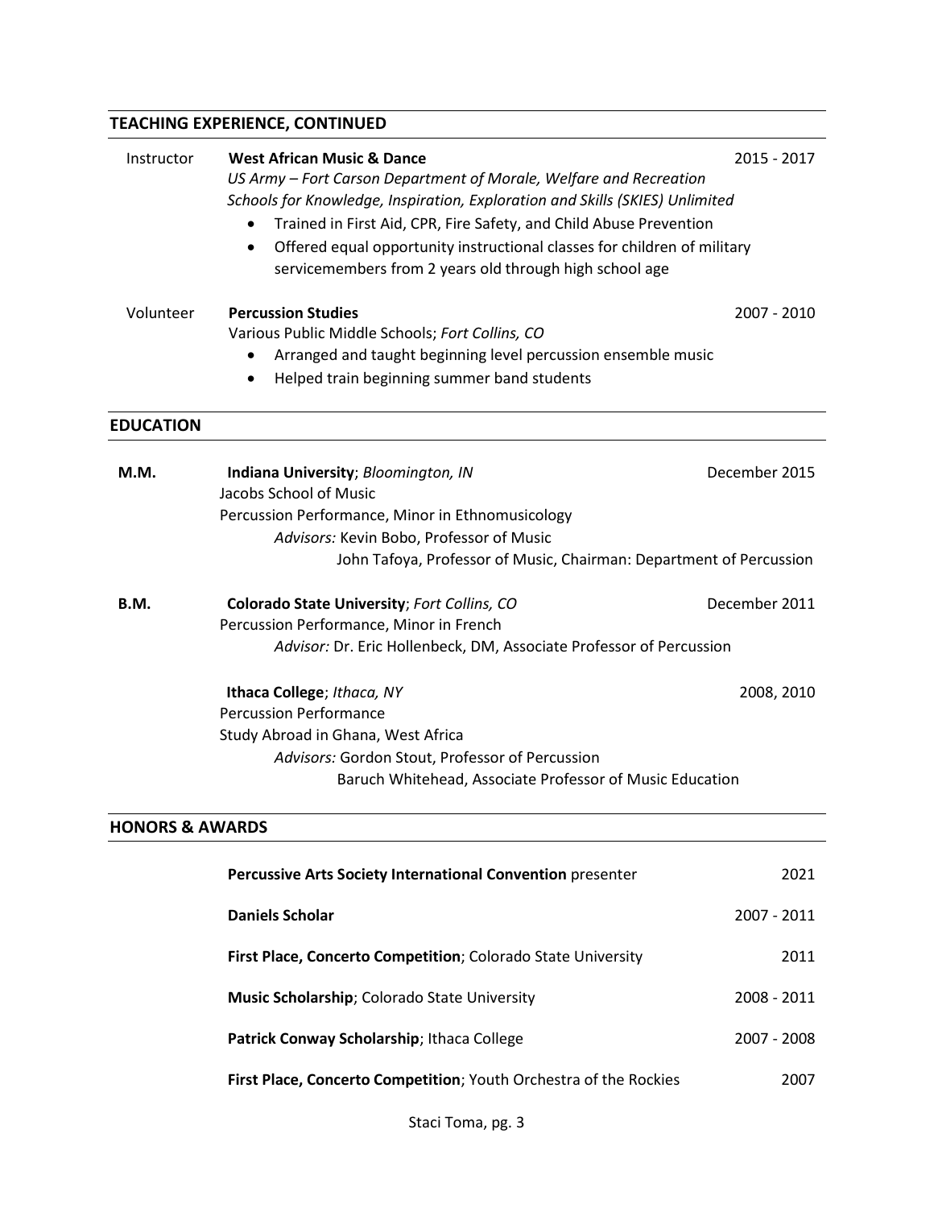## TEACHING EXPERIENCE, CONTINUED

Instructor — **West African Music & Dance** — 2015 - 2017
*US Army – Fort Carson Department of Morale, Welfare and Recreation*
*Schools for Knowledge, Inspiration, Exploration and Skills (SKIES) Unlimited*

- Trained in First Aid, CPR, Fire Safety, and Child Abuse Prevention
- Offered equal opportunity instructional classes for children of military servicemembers from 2 years old through high school age

Volunteer — **Percussion Studies** — 2007 - 2010
Various Public Middle Schools; *Fort Collins, CO*

- Arranged and taught beginning level percussion ensemble music
- Helped train beginning summer band students

## EDUCATION

**M.M.** — **Indiana University**; *Bloomington, IN* — December 2015
Jacobs School of Music
Percussion Performance, Minor in Ethnomusicology
*Advisors:* Kevin Bobo, Professor of Music
John Tafoya, Professor of Music, Chairman: Department of Percussion

**B.M.** — **Colorado State University**; *Fort Collins, CO* — December 2011
Percussion Performance, Minor in French
*Advisor:* Dr. Eric Hollenbeck, DM, Associate Professor of Percussion

**Ithaca College**; *Ithaca, NY* — 2008, 2010
Percussion Performance
Study Abroad in Ghana, West Africa
*Advisors:* Gordon Stout, Professor of Percussion
Baruch Whitehead, Associate Professor of Music Education

## HONORS & AWARDS

| Award | Year |
|---|---|
| **Percussive Arts Society International Convention** presenter | 2021 |
| **Daniels Scholar** | 2007 - 2011 |
| **First Place, Concerto Competition**; Colorado State University | 2011 |
| **Music Scholarship**; Colorado State University | 2008 - 2011 |
| **Patrick Conway Scholarship**; Ithaca College | 2007 - 2008 |
| **First Place, Concerto Competition**; Youth Orchestra of the Rockies | 2007 |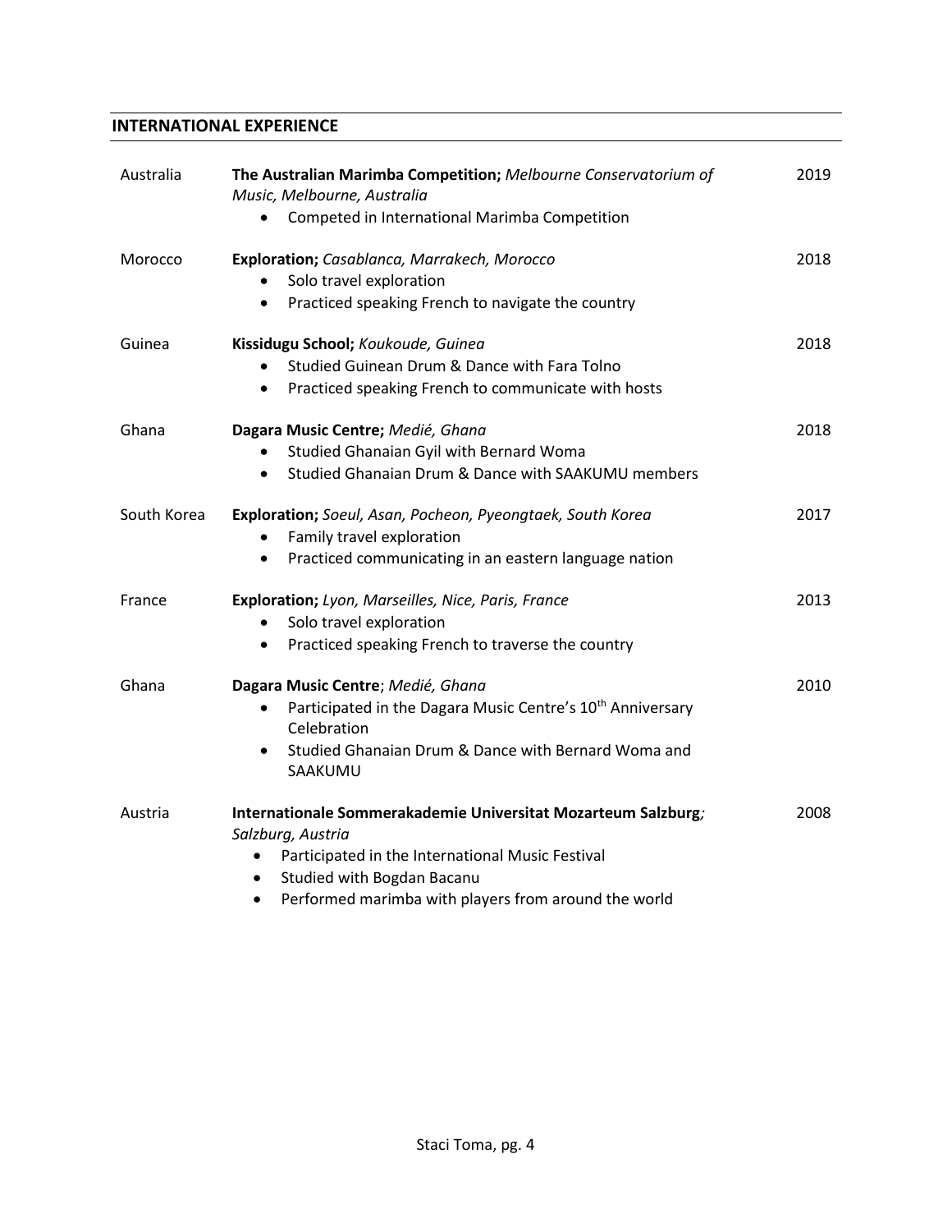## INTERNATIONAL EXPERIENCE

Australia — **The Australian Marimba Competition;** *Melbourne Conservatorium of Music, Melbourne, Australia* — 2019

- Competed in International Marimba Competition

Morocco — **Exploration;** *Casablanca, Marrakech, Morocco* — 2018

- Solo travel exploration
- Practiced speaking French to navigate the country

Guinea — **Kissidugu School;** *Koukoude, Guinea* — 2018

- Studied Guinean Drum & Dance with Fara Tolno
- Practiced speaking French to communicate with hosts

Ghana — **Dagara Music Centre;** *Medié, Ghana* — 2018

- Studied Ghanaian Gyil with Bernard Woma
- Studied Ghanaian Drum & Dance with SAAKUMU members

South Korea — **Exploration;** *Soeul, Asan, Pocheon, Pyeongtaek, South Korea* — 2017

- Family travel exploration
- Practiced communicating in an eastern language nation

France — **Exploration;** *Lyon, Marseilles, Nice, Paris, France* — 2013

- Solo travel exploration
- Practiced speaking French to traverse the country

Ghana — **Dagara Music Centre**; *Medié, Ghana* — 2010

- Participated in the Dagara Music Centre's 10th Anniversary Celebration
- Studied Ghanaian Drum & Dance with Bernard Woma and SAAKUMU

Austria — **Internationale Sommerakademie Universitat Mozarteum Salzburg***;* *Salzburg, Austria* — 2008

- Participated in the International Music Festival
- Studied with Bogdan Bacanu
- Performed marimba with players from around the world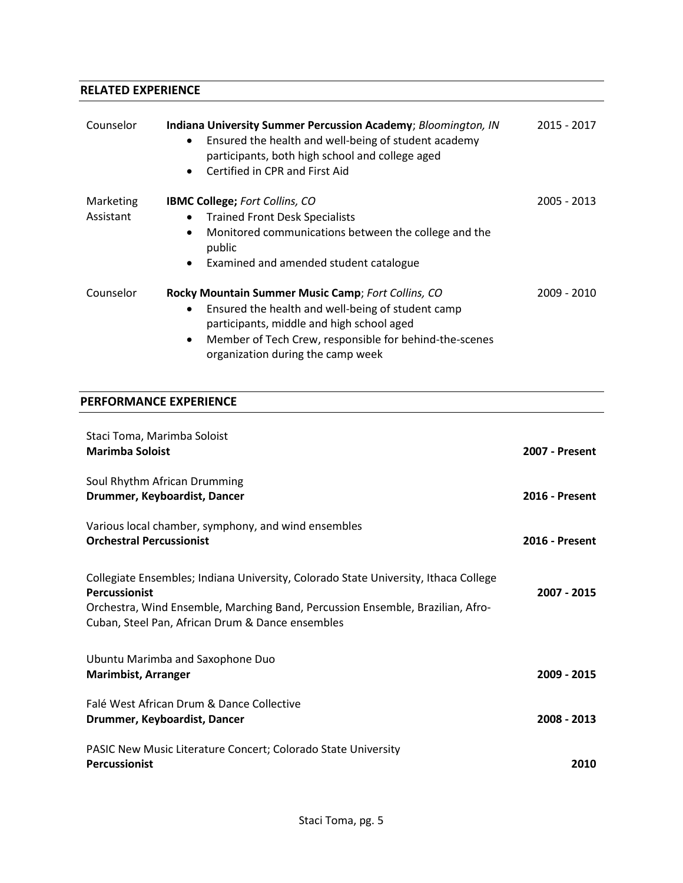## RELATED EXPERIENCE

Counselor — **Indiana University Summer Percussion Academy**; *Bloomington, IN* — 2015 - 2017

- Ensured the health and well-being of student academy participants, both high school and college aged
- Certified in CPR and First Aid

Marketing Assistant — **IBMC College;** *Fort Collins, CO* — 2005 - 2013

- Trained Front Desk Specialists
- Monitored communications between the college and the public
- Examined and amended student catalogue

Counselor — **Rocky Mountain Summer Music Camp**; *Fort Collins, CO* — 2009 - 2010

- Ensured the health and well-being of student camp participants, middle and high school aged
- Member of Tech Crew, responsible for behind-the-scenes organization during the camp week

## PERFORMANCE EXPERIENCE

Staci Toma, Marimba Soloist
**Marimba Soloist** — **2007 - Present**

Soul Rhythm African Drumming
**Drummer, Keyboardist, Dancer** — **2016 - Present**

Various local chamber, symphony, and wind ensembles
**Orchestral Percussionist** — **2016 - Present**

Collegiate Ensembles; Indiana University, Colorado State University, Ithaca College
**Percussionist** — **2007 - 2015**
Orchestra, Wind Ensemble, Marching Band, Percussion Ensemble, Brazilian, Afro-Cuban, Steel Pan, African Drum & Dance ensembles

Ubuntu Marimba and Saxophone Duo
**Marimbist, Arranger** — **2009 - 2015**

Falé West African Drum & Dance Collective
**Drummer, Keyboardist, Dancer** — **2008 - 2013**

PASIC New Music Literature Concert; Colorado State University
**Percussionist** — **2010**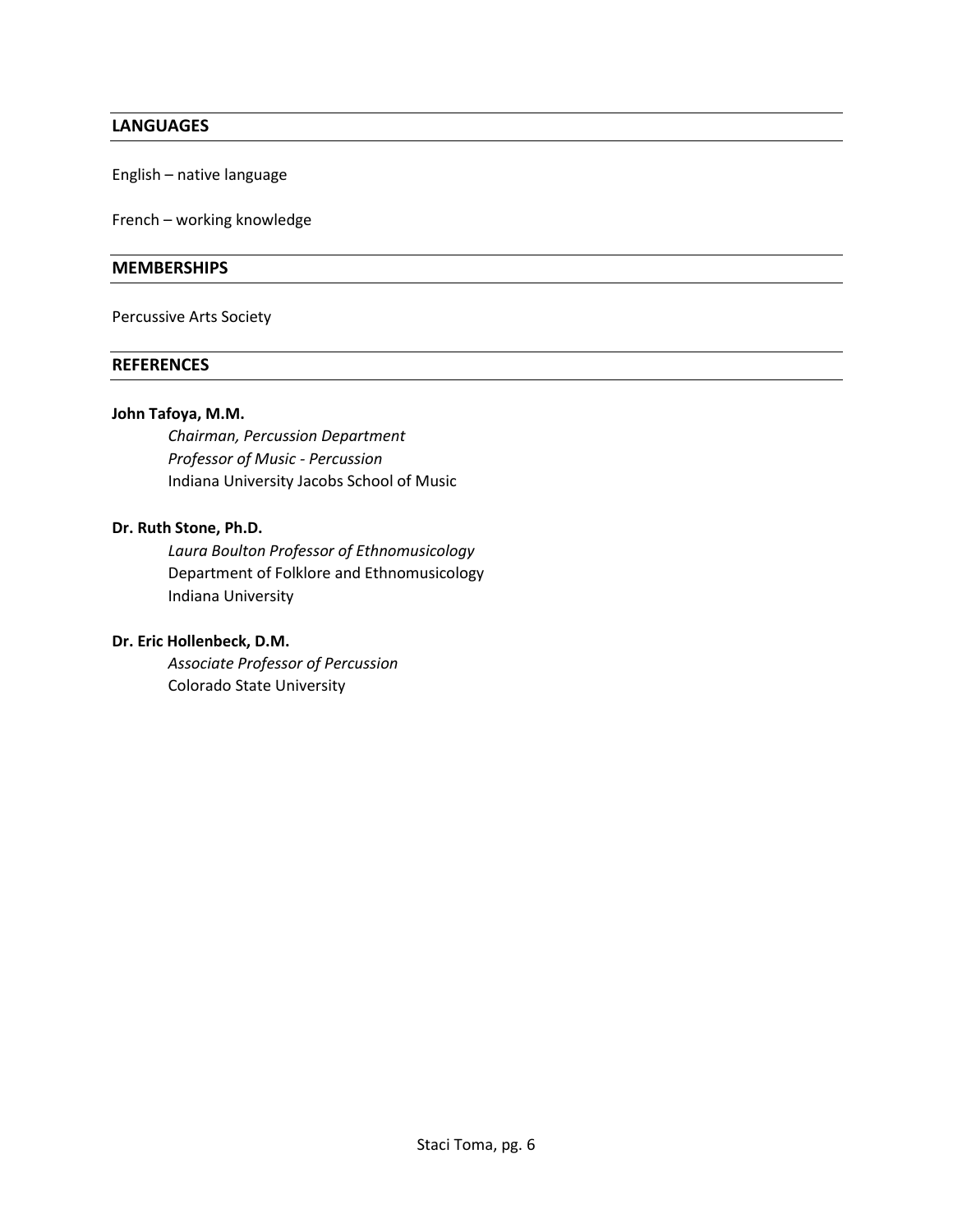## LANGUAGES

English – native language

French – working knowledge

## MEMBERSHIPS

Percussive Arts Society

## REFERENCES

**John Tafoya, M.M.**
*Chairman, Percussion Department*
*Professor of Music - Percussion*
Indiana University Jacobs School of Music

**Dr. Ruth Stone, Ph.D.**
*Laura Boulton Professor of Ethnomusicology*
Department of Folklore and Ethnomusicology
Indiana University

**Dr. Eric Hollenbeck, D.M.**
*Associate Professor of Percussion*
Colorado State University